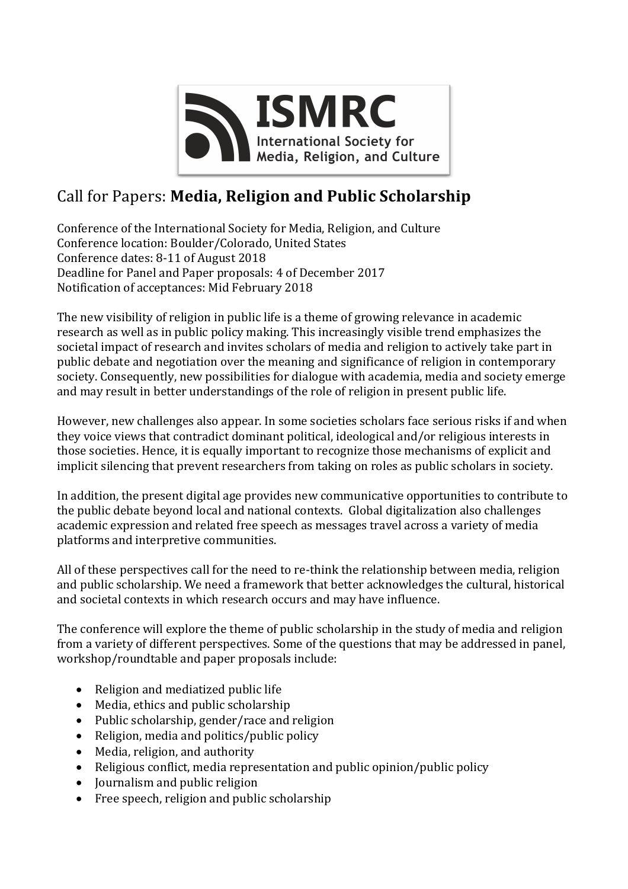ISMRC

International Society for Media, Religion, and Culture

# Call for Papers: **Media, Religion and Public Scholarship**

Conference of the International Society for Media, Religion, and Culture
Conference location: Boulder/Colorado, United States
Conference dates: 8-11 of August 2018
Deadline for Panel and Paper proposals: 4 of December 2017
Notification of acceptances: Mid February 2018

The new visibility of religion in public life is a theme of growing relevance in academic research as well as in public policy making. This increasingly visible trend emphasizes the societal impact of research and invites scholars of media and religion to actively take part in public debate and negotiation over the meaning and significance of religion in contemporary society. Consequently, new possibilities for dialogue with academia, media and society emerge and may result in better understandings of the role of religion in present public life.

However, new challenges also appear. In some societies scholars face serious risks if and when they voice views that contradict dominant political, ideological and/or religious interests in those societies. Hence, it is equally important to recognize those mechanisms of explicit and implicit silencing that prevent researchers from taking on roles as public scholars in society.

In addition, the present digital age provides new communicative opportunities to contribute to the public debate beyond local and national contexts. Global digitalization also challenges academic expression and related free speech as messages travel across a variety of media platforms and interpretive communities.

All of these perspectives call for the need to re-think the relationship between media, religion and public scholarship. We need a framework that better acknowledges the cultural, historical and societal contexts in which research occurs and may have influence.

The conference will explore the theme of public scholarship in the study of media and religion from a variety of different perspectives. Some of the questions that may be addressed in panel, workshop/roundtable and paper proposals include:

- Religion and mediatized public life
- Media, ethics and public scholarship
- Public scholarship, gender/race and religion
- Religion, media and politics/public policy
- Media, religion, and authority
- Religious conflict, media representation and public opinion/public policy
- Journalism and public religion
- Free speech, religion and public scholarship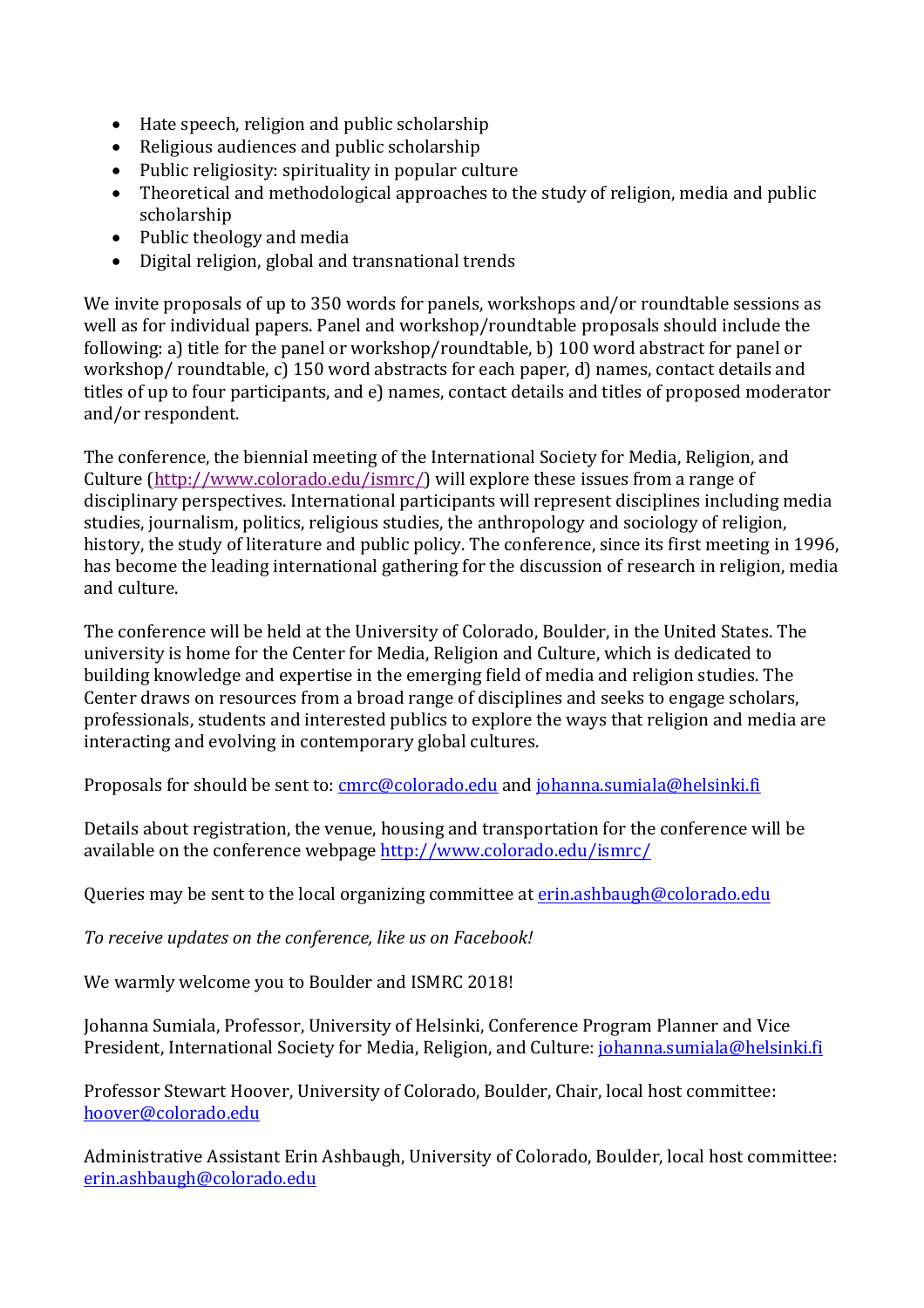- Hate speech, religion and public scholarship
- Religious audiences and public scholarship
- Public religiosity: spirituality in popular culture
- Theoretical and methodological approaches to the study of religion, media and public scholarship
- Public theology and media
- Digital religion, global and transnational trends

We invite proposals of up to 350 words for panels, workshops and/or roundtable sessions as well as for individual papers. Panel and workshop/roundtable proposals should include the following: a) title for the panel or workshop/roundtable, b) 100 word abstract for panel or workshop/ roundtable, c) 150 word abstracts for each paper, d) names, contact details and titles of up to four participants, and e) names, contact details and titles of proposed moderator and/or respondent.

The conference, the biennial meeting of the International Society for Media, Religion, and Culture (http://www.colorado.edu/ismrc/) will explore these issues from a range of disciplinary perspectives. International participants will represent disciplines including media studies, journalism, politics, religious studies, the anthropology and sociology of religion, history, the study of literature and public policy. The conference, since its first meeting in 1996, has become the leading international gathering for the discussion of research in religion, media and culture.

The conference will be held at the University of Colorado, Boulder, in the United States. The university is home for the Center for Media, Religion and Culture, which is dedicated to building knowledge and expertise in the emerging field of media and religion studies. The Center draws on resources from a broad range of disciplines and seeks to engage scholars, professionals, students and interested publics to explore the ways that religion and media are interacting and evolving in contemporary global cultures.

Proposals for should be sent to: cmrc@colorado.edu and johanna.sumiala@helsinki.fi

Details about registration, the venue, housing and transportation for the conference will be available on the conference webpage http://www.colorado.edu/ismrc/

Queries may be sent to the local organizing committee at erin.ashbaugh@colorado.edu

*To receive updates on the conference, like us on Facebook!*

We warmly welcome you to Boulder and ISMRC 2018!

Johanna Sumiala, Professor, University of Helsinki, Conference Program Planner and Vice President, International Society for Media, Religion, and Culture: johanna.sumiala@helsinki.fi

Professor Stewart Hoover, University of Colorado, Boulder, Chair, local host committee: hoover@colorado.edu

Administrative Assistant Erin Ashbaugh, University of Colorado, Boulder, local host committee: erin.ashbaugh@colorado.edu